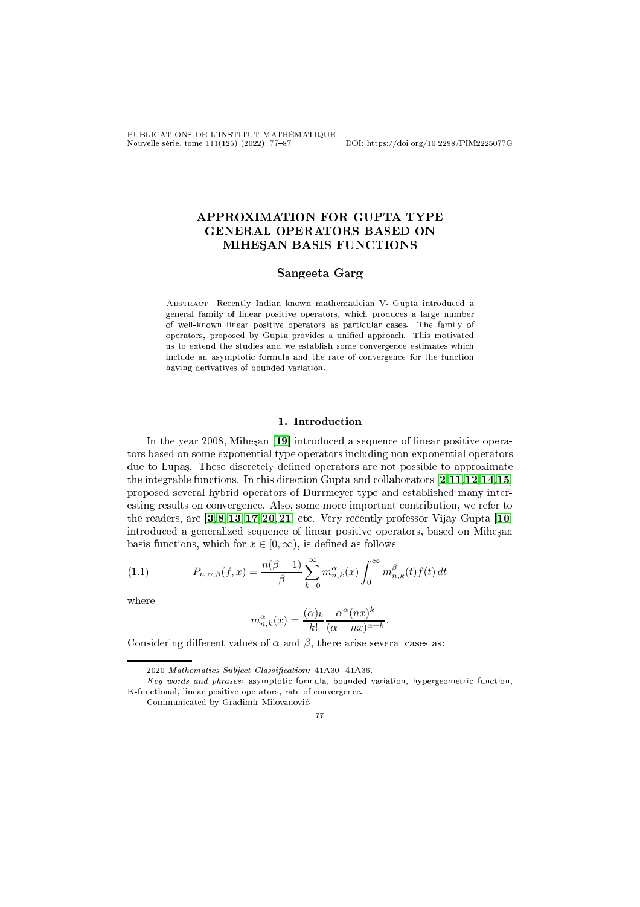# APPROXIMATION FOR GUPTA TYPE GENERAL OPERATORS BASED ON MIHEŞAN BASIS FUNCTIONS

## Sangeeta Garg

Abstract. Recently Indian known mathematician V. Gupta introduced a general family of linear positive operators, which produces a large number of well-known linear positive operators as particular cases. The family of operators, proposed by Gupta provides a unified approach. This motivated us to extend the studies and we establish some convergence estimates which include an asymptotic formula and the rate of convergence for the function having derivatives of bounded variation.

## 1. Introduction

In the year 2008, Miheşan [19] introduced a sequence of linear positive operators based on some exponential type operators including non-exponential operators due to Lupaş. These discretely defined operators are not possible to approximate the integrable functions. In this direction Gupta and collaborators [2, 11, 12, 14, 15] proposed several hybrid operators of Durrmeyer type and established many interesting results on convergence. Also, some more important contribution, we refer to the readers, are [3, 8, 13, 17, 20, 21] etc. Very recently professor Vijay Gupta [10] introduced a generalized sequence of linear positive operators, based on Miheşan basis functions, which for $x \in [0, \infty)$, is defined as follows

$$P_{n,\alpha,\beta}(f,x) = \frac{n(\beta-1)}{\beta}\sum_{k=0}^{\infty} m_{n,k}^{\alpha}(x)\int_0^{\infty} m_{n,k}^{\beta}(t)f(t)\,dt \tag{1.1}$$

where

$$m_{n,k}^{\alpha}(x) = \frac{(\alpha)_k}{k!}\frac{\alpha^{\alpha}(nx)^k}{(\alpha+nx)^{\alpha+k}}.$$

Considering different values of $\alpha$ and $\beta$, there arise several cases as:

2020 *Mathematics Subject Classification:* 41A30; 41A36.

*Key words and phrases:* asymptotic formula, bounded variation, hypergeometric function, K-functional, linear positive operators, rate of convergence.

Communicated by Gradimir Milovanović.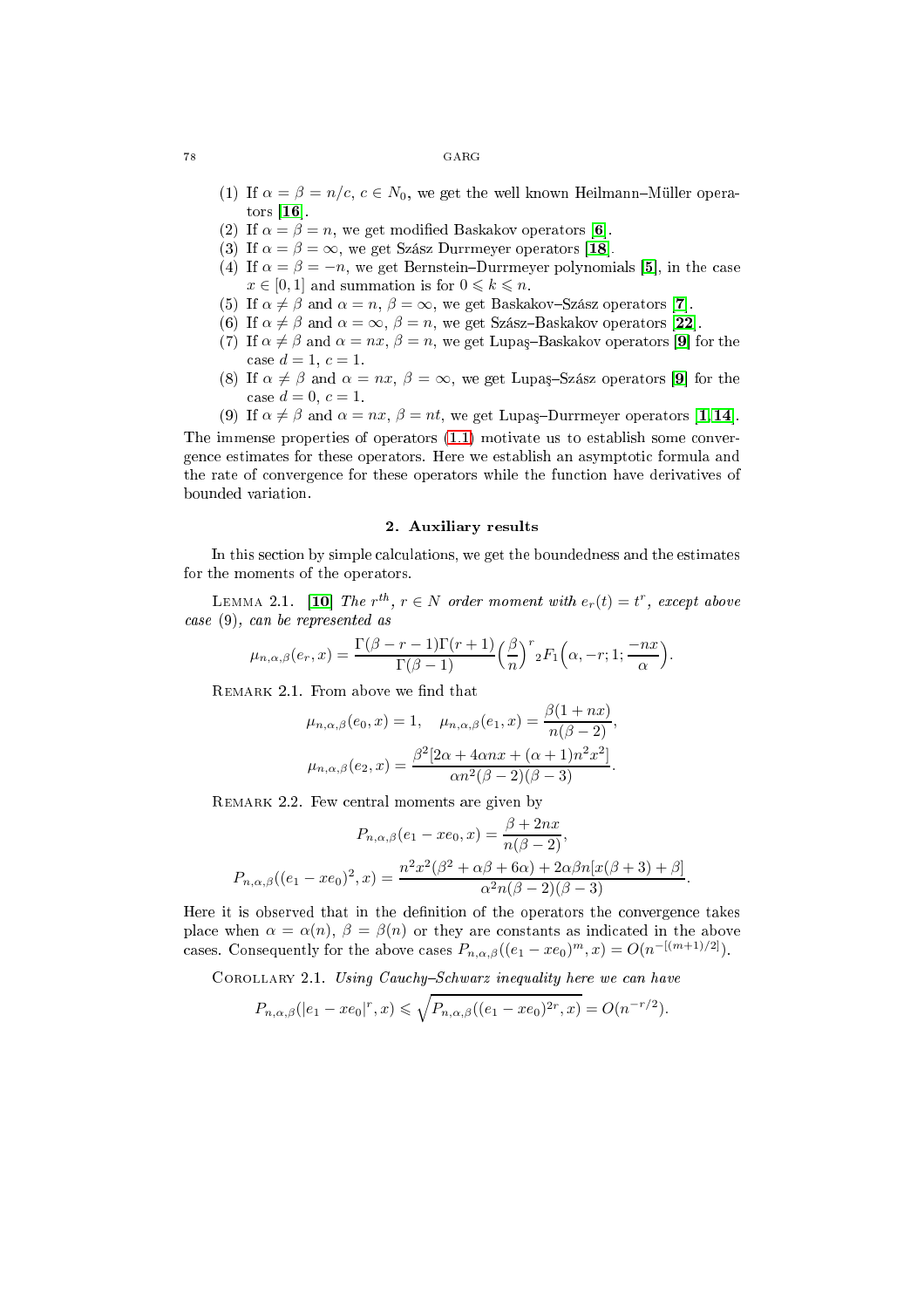(1) If $\alpha = \beta = n/c$, $c \in N_0$, we get the well known Heilmann–Müller operators [**16**].
(2) If $\alpha = \beta = n$, we get modified Baskakov operators [**6**].
(3) If $\alpha = \beta = \infty$, we get Szász Durrmeyer operators [**18**].
(4) If $\alpha = \beta = -n$, we get Bernstein–Durrmeyer polynomials [**5**], in the case $x \in [0, 1]$ and summation is for $0 \leqslant k \leqslant n$.
(5) If $\alpha \neq \beta$ and $\alpha = n$, $\beta = \infty$, we get Baskakov–Szász operators [**7**].
(6) If $\alpha \neq \beta$ and $\alpha = \infty$, $\beta = n$, we get Szász–Baskakov operators [**22**].
(7) If $\alpha \neq \beta$ and $\alpha = nx$, $\beta = n$, we get Lupaş–Baskakov operators [**9**] for the case $d = 1$, $c = 1$.
(8) If $\alpha \neq \beta$ and $\alpha = nx$, $\beta = \infty$, we get Lupaş–Szász operators [**9**] for the case $d = 0$, $c = 1$.
(9) If $\alpha \neq \beta$ and $\alpha = nx$, $\beta = nt$, we get Lupaş–Durrmeyer operators [**1**, **14**].

The immense properties of operators (1.1) motivate us to establish some convergence estimates for these operators. Here we establish an asymptotic formula and the rate of convergence for these operators while the function have derivatives of bounded variation.

## 2. Auxiliary results

In this section by simple calculations, we get the boundedness and the estimates for the moments of the operators.

Lemma 2.1. [**10**] *The $r^{th}$, $r \in N$ order moment with $e_r(t) = t^r$, except above case* (9)*, can be represented as*

$$\mu_{n,\alpha,\beta}(e_r, x) = \frac{\Gamma(\beta - r - 1)\Gamma(r + 1)}{\Gamma(\beta - 1)} \Big(\frac{\beta}{n}\Big)^r {}_2F_1\Big(\alpha, -r; 1; \frac{-nx}{\alpha}\Big).$$

Remark 2.1. From above we find that

$$\mu_{n,\alpha,\beta}(e_0, x) = 1, \quad \mu_{n,\alpha,\beta}(e_1, x) = \frac{\beta(1 + nx)}{n(\beta - 2)},$$

$$\mu_{n,\alpha,\beta}(e_2, x) = \frac{\beta^2[2\alpha + 4\alpha nx + (\alpha + 1)n^2x^2]}{\alpha n^2(\beta - 2)(\beta - 3)}.$$

Remark 2.2. Few central moments are given by

$$P_{n,\alpha,\beta}(e_1 - xe_0, x) = \frac{\beta + 2nx}{n(\beta - 2)},$$

$$P_{n,\alpha,\beta}((e_1 - xe_0)^2, x) = \frac{n^2x^2(\beta^2 + \alpha\beta + 6\alpha) + 2\alpha\beta n[x(\beta + 3) + \beta]}{\alpha^2 n(\beta - 2)(\beta - 3)}.$$

Here it is observed that in the definition of the operators the convergence takes place when $\alpha = \alpha(n)$, $\beta = \beta(n)$ or they are constants as indicated in the above cases. Consequently for the above cases $P_{n,\alpha,\beta}((e_1 - xe_0)^m, x) = O(n^{-[(m+1)/2]})$.

Corollary 2.1. *Using Cauchy–Schwarz inequality here we can have*

$$P_{n,\alpha,\beta}(|e_1 - xe_0|^r, x) \leqslant \sqrt{P_{n,\alpha,\beta}((e_1 - xe_0)^{2r}, x)} = O(n^{-r/2}).$$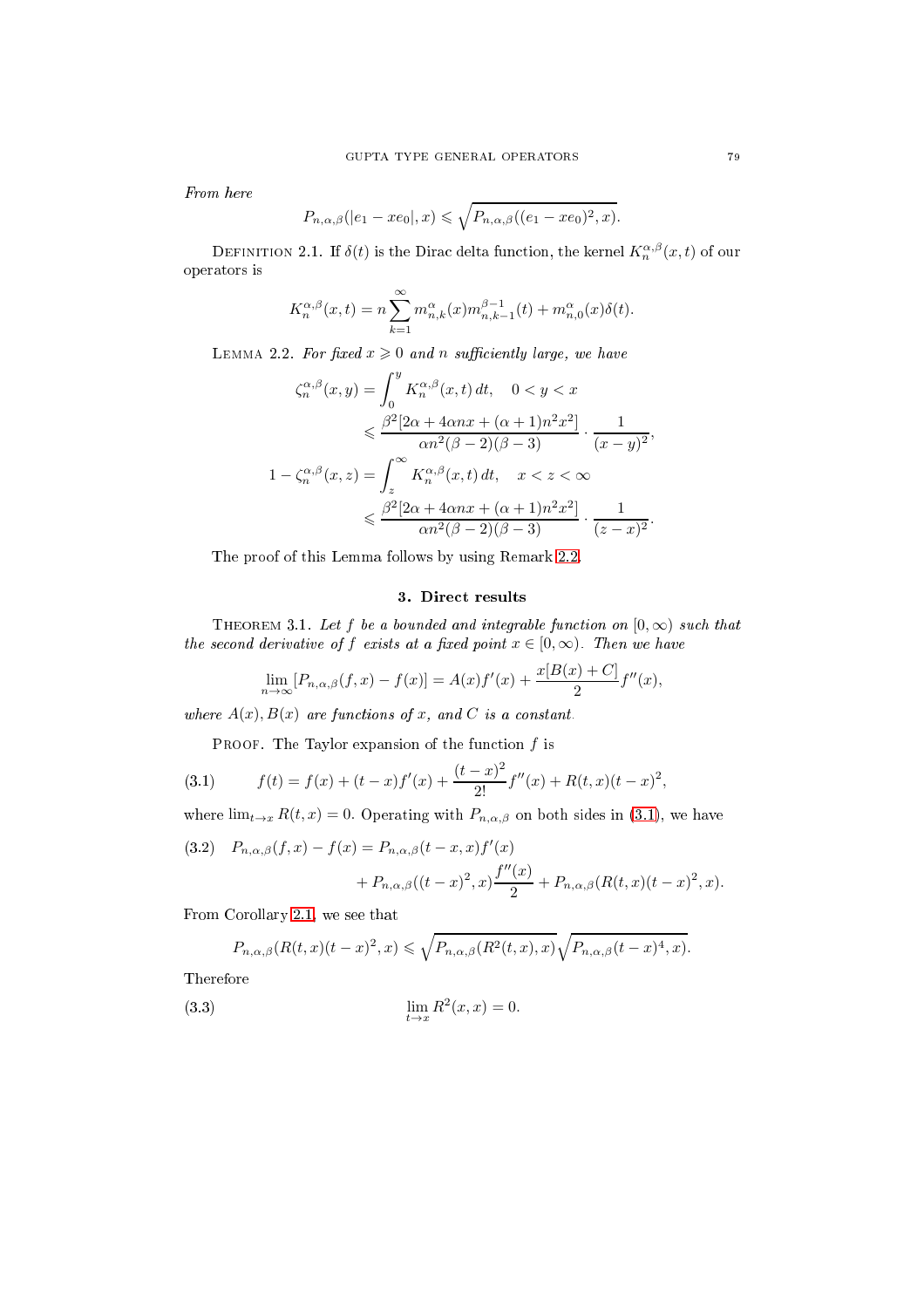*From here*

$$P_{n,\alpha,\beta}(|e_1 - xe_0|, x) \leqslant \sqrt{P_{n,\alpha,\beta}((e_1 - xe_0)^2, x)}.$$

Definition 2.1. If $\delta(t)$ is the Dirac delta function, the kernel $K_n^{\alpha,\beta}(x,t)$ of our operators is

$$K_n^{\alpha,\beta}(x,t) = n \sum_{k=1}^{\infty} m_{n,k}^{\alpha}(x) m_{n,k-1}^{\beta-1}(t) + m_{n,0}^{\alpha}(x)\delta(t).$$

Lemma 2.2. *For fixed $x \geqslant 0$ and $n$ sufficiently large, we have*

$$\begin{aligned}
\zeta_n^{\alpha,\beta}(x,y) &= \int_0^y K_n^{\alpha,\beta}(x,t)\,dt, \quad 0 < y < x \\
&\leqslant \frac{\beta^2[2\alpha + 4\alpha nx + (\alpha+1)n^2x^2]}{\alpha n^2(\beta-2)(\beta-3)} \cdot \frac{1}{(x-y)^2}, \\
1 - \zeta_n^{\alpha,\beta}(x,z) &= \int_z^{\infty} K_n^{\alpha,\beta}(x,t)\,dt, \quad x < z < \infty \\
&\leqslant \frac{\beta^2[2\alpha + 4\alpha nx + (\alpha+1)n^2x^2]}{\alpha n^2(\beta-2)(\beta-3)} \cdot \frac{1}{(z-x)^2}.
\end{aligned}$$

The proof of this Lemma follows by using Remark 2.2.

## 3. Direct results

Theorem 3.1. *Let $f$ be a bounded and integrable function on $[0,\infty)$ such that the second derivative of $f$ exists at a fixed point $x \in [0,\infty)$. Then we have*

$$\lim_{n\to\infty}[P_{n,\alpha,\beta}(f,x) - f(x)] = A(x)f'(x) + \frac{x[B(x)+C]}{2}f''(x),$$

*where $A(x), B(x)$ are functions of $x$, and $C$ is a constant.*

Proof. The Taylor expansion of the function $f$ is

$$f(t) = f(x) + (t-x)f'(x) + \frac{(t-x)^2}{2!}f''(x) + R(t,x)(t-x)^2, \tag{3.1}$$

where $\lim_{t\to x} R(t,x) = 0$. Operating with $P_{n,\alpha,\beta}$ on both sides in (3.1), we have

$$\begin{aligned}
P_{n,\alpha,\beta}(f,x) - f(x) &= P_{n,\alpha,\beta}(t-x,x)f'(x) \\
&\quad + P_{n,\alpha,\beta}((t-x)^2,x)\frac{f''(x)}{2} + P_{n,\alpha,\beta}(R(t,x)(t-x)^2,x).
\end{aligned} \tag{3.2}$$

From Corollary 2.1, we see that

$$P_{n,\alpha,\beta}(R(t,x)(t-x)^2,x) \leqslant \sqrt{P_{n,\alpha,\beta}(R^2(t,x),x)}\sqrt{P_{n,\alpha,\beta}(t-x)^4,x)}.$$

Therefore

$$\lim_{t\to x} R^2(x,x) = 0. \tag{3.3}$$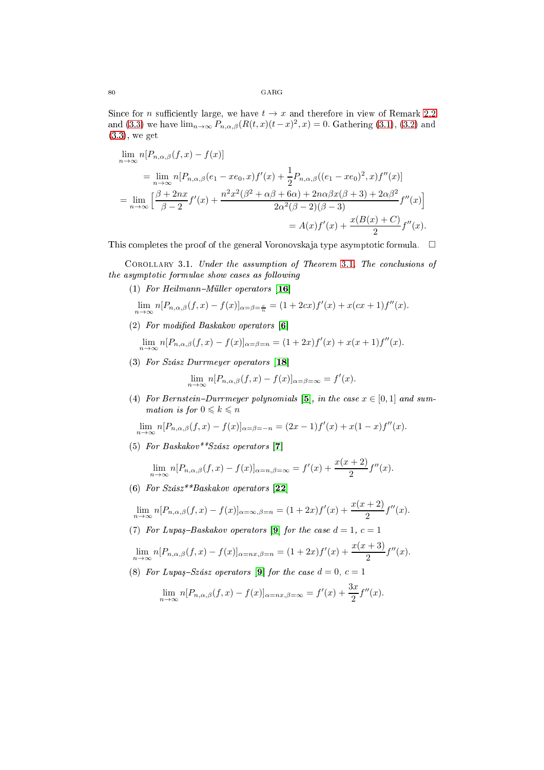Since for $n$ sufficiently large, we have $t \to x$ and therefore in view of Remark 2.2 and (3.3) we have $\lim_{n\to\infty} P_{n,\alpha,\beta}(R(t,x)(t-x)^2, x) = 0$. Gathering (3.1), (3.2) and (3.3), we get

$$
\begin{aligned}
\lim_{n\to\infty} & n[P_{n,\alpha,\beta}(f,x) - f(x)] \\
&= \lim_{n\to\infty} n[P_{n,\alpha,\beta}(e_1 - xe_0, x)f'(x) + \frac{1}{2}P_{n,\alpha,\beta}((e_1 - xe_0)^2, x)f''(x)] \\
&= \lim_{n\to\infty} \Big[\frac{\beta + 2nx}{\beta - 2}f'(x) + \frac{n^2x^2(\beta^2 + \alpha\beta + 6\alpha) + 2n\alpha\beta x(\beta + 3) + 2\alpha\beta^2}{2\alpha^2(\beta - 2)(\beta - 3)}f''(x)\Big] \\
&= A(x)f'(x) + \frac{x(B(x) + C)}{2}f''(x).
\end{aligned}
$$

This completes the proof of the general Voronovskaja type asymptotic formula. $\square$

Corollary 3.1. *Under the assumption of Theorem 3.1, The conclusions of the asymptotic formulae show cases as following*

(1) *For Heilmann–Müller operators* [**16**]

$$\lim_{n\to\infty} n[P_{n,\alpha,\beta}(f,x) - f(x)]_{\alpha=\beta=\frac{c}{n}} = (1 + 2cx)f'(x) + x(cx+1)f''(x).$$

(2) *For modified Baskakov operators* [**6**]

$$\lim_{n\to\infty} n[P_{n,\alpha,\beta}(f,x) - f(x)]_{\alpha=\beta=n} = (1 + 2x)f'(x) + x(x+1)f''(x).$$

(3) *For Szász Durrmeyer operators* [**18**]

$$\lim_{n\to\infty} n[P_{n,\alpha,\beta}(f,x) - f(x)]_{\alpha=\beta=\infty} = f'(x).$$

(4) *For Bernstein–Durrmeyer polynomials* [**5**], *in the case* $x \in [0,1]$ *and summation is for* $0 \leqslant k \leqslant n$

$$\lim_{n\to\infty} n[P_{n,\alpha,\beta}(f,x) - f(x)]_{\alpha=\beta=-n} = (2x - 1)f'(x) + x(1-x)f''(x).$$

(5) *For Baskakov\*\*Szász operators* [**7**]

$$\lim_{n\to\infty} n[P_{n,\alpha,\beta}(f,x) - f(x)]_{\alpha=n,\beta=\infty} = f'(x) + \frac{x(x+2)}{2}f''(x).$$

(6) *For Szász\*\*Baskakov operators* [**22**]

$$\lim_{n\to\infty} n[P_{n,\alpha,\beta}(f,x) - f(x)]_{\alpha=\infty,\beta=n} = (1 + 2x)f'(x) + \frac{x(x+2)}{2}f''(x).$$

(7) *For Lupaş–Baskakov operators* [**9**] *for the case* $d = 1$, $c = 1$

$$\lim_{n\to\infty} n[P_{n,\alpha,\beta}(f,x) - f(x)]_{\alpha=nx,\beta=n} = (1 + 2x)f'(x) + \frac{x(x+3)}{2}f''(x).$$

(8) *For Lupaş–Szász operators* [**9**] *for the case* $d = 0$, $c = 1$

$$\lim_{n\to\infty} n[P_{n,\alpha,\beta}(f,x) - f(x)]_{\alpha=nx,\beta=\infty} = f'(x) + \frac{3x}{2}f''(x).$$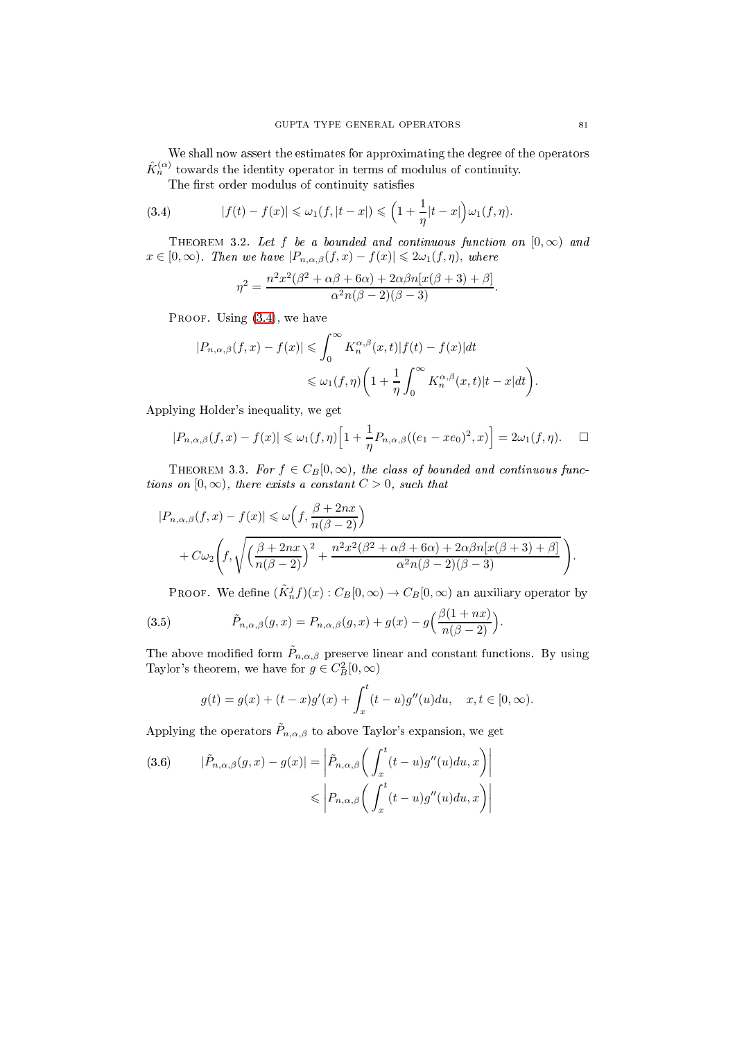We shall now assert the estimates for approximating the degree of the operators $\hat{K}_n^{(\alpha)}$ towards the identity operator in terms of modulus of continuity.

The first order modulus of continuity satisfies

$$|f(t) - f(x)| \leqslant \omega_1(f, |t-x|) \leqslant \Big(1 + \frac{1}{\eta}|t-x|\Big)\omega_1(f, \eta). \tag{3.4}$$

**Theorem 3.2.** *Let $f$ be a bounded and continuous function on $[0, \infty)$ and $x \in [0, \infty)$. Then we have $|P_{n,\alpha,\beta}(f, x) - f(x)| \leqslant 2\omega_1(f, \eta)$, where*

$$\eta^2 = \frac{n^2x^2(\beta^2 + \alpha\beta + 6\alpha) + 2\alpha\beta n[x(\beta+3) + \beta]}{\alpha^2 n(\beta-2)(\beta-3)}.$$

Proof. Using (3.4), we have

$$\begin{aligned}|P_{n,\alpha,\beta}(f, x) - f(x)| &\leqslant \int_0^\infty K_n^{\alpha,\beta}(x,t)|f(t) - f(x)|dt \\ &\leqslant \omega_1(f, \eta)\Big(1 + \frac{1}{\eta}\int_0^\infty K_n^{\alpha,\beta}(x,t)|t-x|dt\Big).\end{aligned}$$

Applying Holder's inequality, we get

$$|P_{n,\alpha,\beta}(f, x) - f(x)| \leqslant \omega_1(f, \eta)\Big[1 + \frac{1}{\eta}P_{n,\alpha,\beta}((e_1 - xe_0)^2, x)\Big] = 2\omega_1(f, \eta). \qquad \square$$

**Theorem 3.3.** *For $f \in C_B[0, \infty)$, the class of bounded and continuous functions on $[0, \infty)$, there exists a constant $C > 0$, such that*

$$\begin{aligned}|P_{n,\alpha,\beta}(f, x) - f(x)| &\leqslant \omega\Big(f, \frac{\beta + 2nx}{n(\beta-2)}\Big) \\ &+ C\omega_2\Bigg(f, \sqrt{\Big(\frac{\beta+2nx}{n(\beta-2)}\Big)^2 + \frac{n^2x^2(\beta^2+\alpha\beta+6\alpha) + 2\alpha\beta n[x(\beta+3)+\beta]}{\alpha^2 n(\beta-2)(\beta-3)}}\Bigg).\end{aligned}$$

Proof. We define $(\tilde{K}_n^j f)(x) : C_B[0, \infty) \to C_B[0, \infty)$ an auxiliary operator by

$$\tilde{P}_{n,\alpha,\beta}(g, x) = P_{n,\alpha,\beta}(g, x) + g(x) - g\Big(\frac{\beta(1+nx)}{n(\beta-2)}\Big). \tag{3.5}$$

The above modified form $\tilde{P}_{n,\alpha,\beta}$ preserve linear and constant functions. By using Taylor's theorem, we have for $g \in C_B^2[0, \infty)$

$$g(t) = g(x) + (t-x)g'(x) + \int_x^t (t-u)g''(u)du, \quad x, t \in [0, \infty).$$

Applying the operators $\tilde{P}_{n,\alpha,\beta}$ to above Taylor's expansion, we get

$$\begin{aligned}|\tilde{P}_{n,\alpha,\beta}(g, x) - g(x)| &= \Big|\tilde{P}_{n,\alpha,\beta}\Big(\int_x^t (t-u)g''(u)du, x\Big)\Big| \\ &\leqslant \Big|P_{n,\alpha,\beta}\Big(\int_x^t (t-u)g''(u)du, x\Big)\Big|\end{aligned} \tag{3.6}$$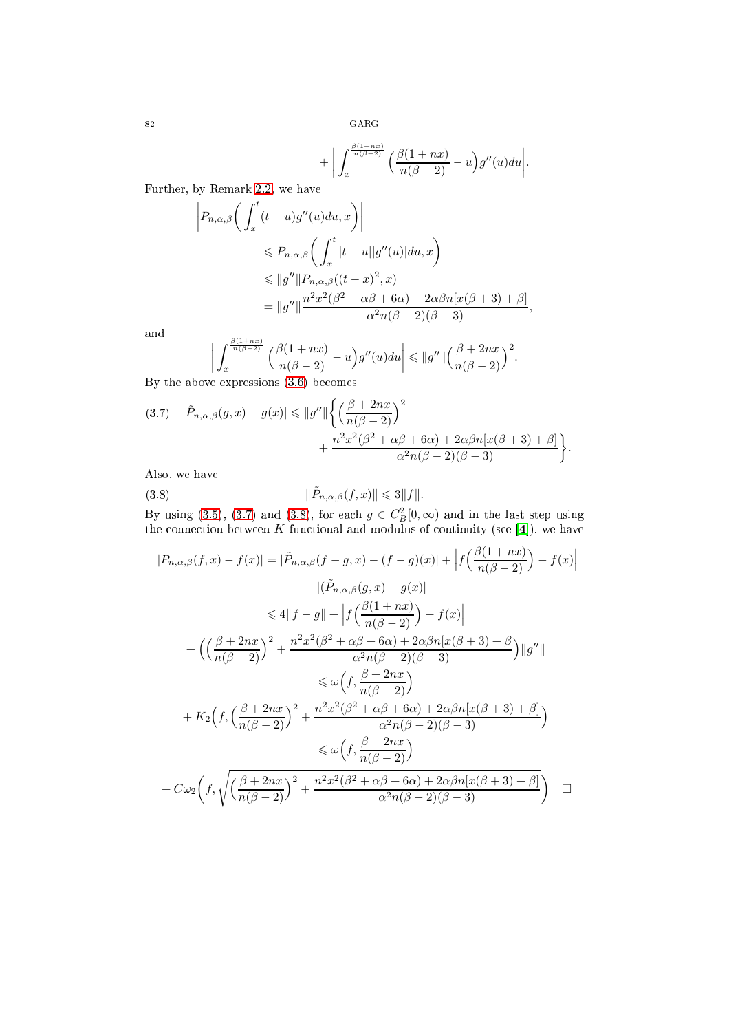$$+\left|\int_x^{\frac{\beta(1+nx)}{n(\beta-2)}}\Big(\frac{\beta(1+nx)}{n(\beta-2)}-u\Big)g''(u)du\right|.$$

Further, by Remark 2.2, we have

$$\begin{aligned}
\left|P_{n,\alpha,\beta}\Big(\int_x^t (t-u)g''(u)du, x\Big)\right| &\leqslant P_{n,\alpha,\beta}\Big(\int_x^t |t-u||g''(u)|du, x\Big)\\
&\leqslant \|g''\|P_{n,\alpha,\beta}((t-x)^2,x)\\
&= \|g''\|\frac{n^2x^2(\beta^2+\alpha\beta+6\alpha)+2\alpha\beta n[x(\beta+3)+\beta]}{\alpha^2 n(\beta-2)(\beta-3)},
\end{aligned}$$

and

$$\left|\int_x^{\frac{\beta(1+nx)}{n(\beta-2)}}\Big(\frac{\beta(1+nx)}{n(\beta-2)}-u\Big)g''(u)du\right| \leqslant \|g''\|\Big(\frac{\beta+2nx}{n(\beta-2)}\Big)^2.$$

By the above expressions (3.6) becomes

$$|\tilde{P}_{n,\alpha,\beta}(g,x)-g(x)| \leqslant \|g''\|\bigg\{\Big(\frac{\beta+2nx}{n(\beta-2)}\Big)^2 + \frac{n^2x^2(\beta^2+\alpha\beta+6\alpha)+2\alpha\beta n[x(\beta+3)+\beta]}{\alpha^2 n(\beta-2)(\beta-3)}\bigg\}. \tag{3.7}$$

Also, we have

$$\|\tilde{P}_{n,\alpha,\beta}(f,x)\| \leqslant 3\|f\|. \tag{3.8}$$

By using (3.5), (3.7) and (3.8), for each $g \in C_B^2[0,\infty)$ and in the last step using the connection between $K$-functional and modulus of continuity (see [4]), we have

$$\begin{aligned}
|P_{n,\alpha,\beta}(f,x)-f(x)| &= |\tilde{P}_{n,\alpha,\beta}(f-g,x)-(f-g)(x)| + \Big|f\Big(\frac{\beta(1+nx)}{n(\beta-2)}\Big)-f(x)\Big|\\
&\quad + |(\tilde{P}_{n,\alpha,\beta}(g,x)-g(x)|\\
&\leqslant 4\|f-g\| + \Big|f\Big(\frac{\beta(1+nx)}{n(\beta-2)}\Big)-f(x)\Big|\\
&\quad + \Big(\Big(\frac{\beta+2nx}{n(\beta-2)}\Big)^2 + \frac{n^2x^2(\beta^2+\alpha\beta+6\alpha)+2\alpha\beta n[x(\beta+3)+\beta}{\alpha^2 n(\beta-2)(\beta-3)}\Big)\|g''\|\\
&\leqslant \omega\Big(f, \frac{\beta+2nx}{n(\beta-2)}\Big)\\
&\quad + K_2\Big(f, \Big(\frac{\beta+2nx}{n(\beta-2)}\Big)^2 + \frac{n^2x^2(\beta^2+\alpha\beta+6\alpha)+2\alpha\beta n[x(\beta+3)+\beta]}{\alpha^2 n(\beta-2)(\beta-3)}\Big)\\
&\leqslant \omega\Big(f, \frac{\beta+2nx}{n(\beta-2)}\Big)\\
&\quad + C\omega_2\Big(f, \sqrt{\Big(\frac{\beta+2nx}{n(\beta-2)}\Big)^2 + \frac{n^2x^2(\beta^2+\alpha\beta+6\alpha)+2\alpha\beta n[x(\beta+3)+\beta]}{\alpha^2 n(\beta-2)(\beta-3)}}\Big) \quad \square
\end{aligned}$$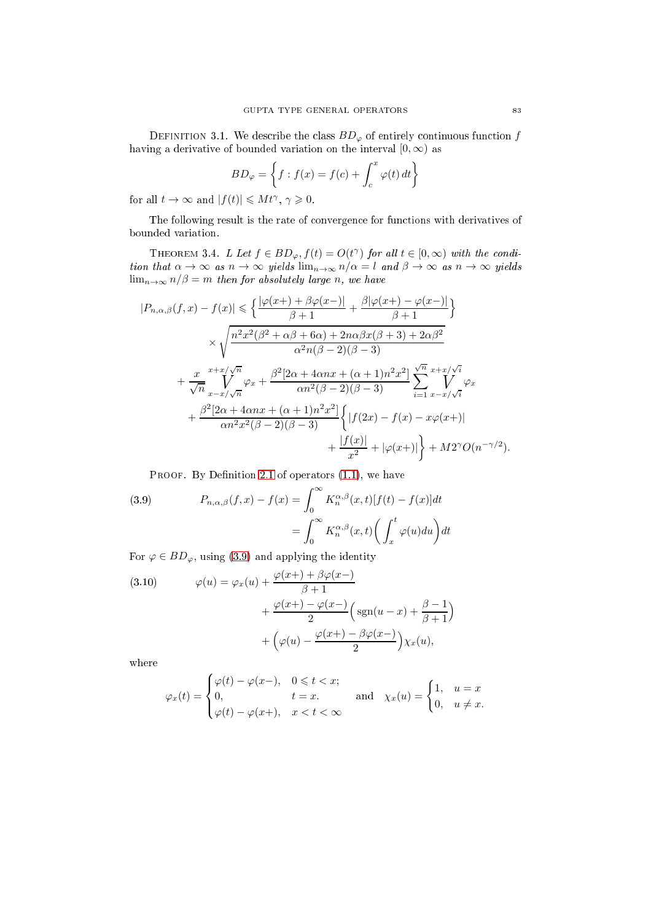DEFINITION 3.1. We describe the class $BD_\varphi$ of entirely continuous function $f$ having a derivative of bounded variation on the interval $[0,\infty)$ as

$$BD_\varphi = \left\{ f : f(x) = f(c) + \int_c^x \varphi(t)\,dt \right\}$$

for all $t \to \infty$ and $|f(t)| \leqslant Mt^\gamma$, $\gamma \geqslant 0$.

The following result is the rate of convergence for functions with derivatives of bounded variation.

THEOREM 3.4. *L Let $f \in BD_\varphi, f(t) = O(t^\gamma)$ for all $t \in [0,\infty)$ with the condition that $\alpha \to \infty$ as $n \to \infty$ yields $\lim_{n\to\infty} n/\alpha = l$ and $\beta \to \infty$ as $n \to \infty$ yields $\lim_{n\to\infty} n/\beta = m$ then for absolutely large $n$, we have*

$$\begin{aligned}
|P_{n,\alpha,\beta}(f,x) - f(x)| \leqslant & \left\{ \frac{|\varphi(x+) + \beta\varphi(x-)|}{\beta+1} + \frac{\beta|\varphi(x+) - \varphi(x-)|}{\beta+1} \right\} \\
& \times \sqrt{\frac{n^2x^2(\beta^2 + \alpha\beta + 6\alpha) + 2n\alpha\beta x(\beta+3) + 2\alpha\beta^2}{\alpha^2 n(\beta-2)(\beta-3)}} \\
& + \frac{x}{\sqrt{n}} \bigvee_{x-x/\sqrt{n}}^{x+x/\sqrt{n}} \varphi_x + \frac{\beta^2[2\alpha + 4\alpha n x + (\alpha+1)n^2x^2]}{\alpha n^2(\beta-2)(\beta-3)} \sum_{i=1}^{\sqrt{n}} \bigvee_{x-x/\sqrt{i}}^{x+x/\sqrt{i}} \varphi_x \\
& + \frac{\beta^2[2\alpha + 4\alpha n x + (\alpha+1)n^2x^2]}{\alpha n^2 x^2(\beta-2)(\beta-3)} \Big\{ |f(2x) - f(x) - x\varphi(x+)| \\
& \qquad + \frac{|f(x)|}{x^2} + |\varphi(x+)| \Big\} + M2^\gamma O(n^{-\gamma/2}).
\end{aligned}$$

PROOF. By Definition 2.1 of operators (1.1), we have

$$\begin{aligned}
P_{n,\alpha,\beta}(f,x) - f(x) &= \int_0^\infty K_n^{\alpha,\beta}(x,t)[f(t) - f(x)]dt \\
&= \int_0^\infty K_n^{\alpha,\beta}(x,t)\Big( \int_x^t \varphi(u)du \Big) dt
\end{aligned} \tag{3.9}$$

For $\varphi \in BD_\varphi$, using (3.9) and applying the identity

$$\begin{aligned}
\varphi(u) = \varphi_x(u) &+ \frac{\varphi(x+) + \beta\varphi(x-)}{\beta+1} \\
&+ \frac{\varphi(x+) - \varphi(x-)}{2}\Big( \operatorname{sgn}(u-x) + \frac{\beta-1}{\beta+1} \Big) \\
&+ \Big( \varphi(u) - \frac{\varphi(x+) - \beta\varphi(x-)}{2} \Big)\chi_x(u),
\end{aligned} \tag{3.10}$$

where

$$\varphi_x(t) = \begin{cases} \varphi(t) - \varphi(x-), & 0 \leqslant t < x; \\ 0, & t = x. \\ \varphi(t) - \varphi(x+), & x < t < \infty \end{cases} \quad \text{and} \quad \chi_x(u) = \begin{cases} 1, & u = x \\ 0, & u \neq x. \end{cases}$$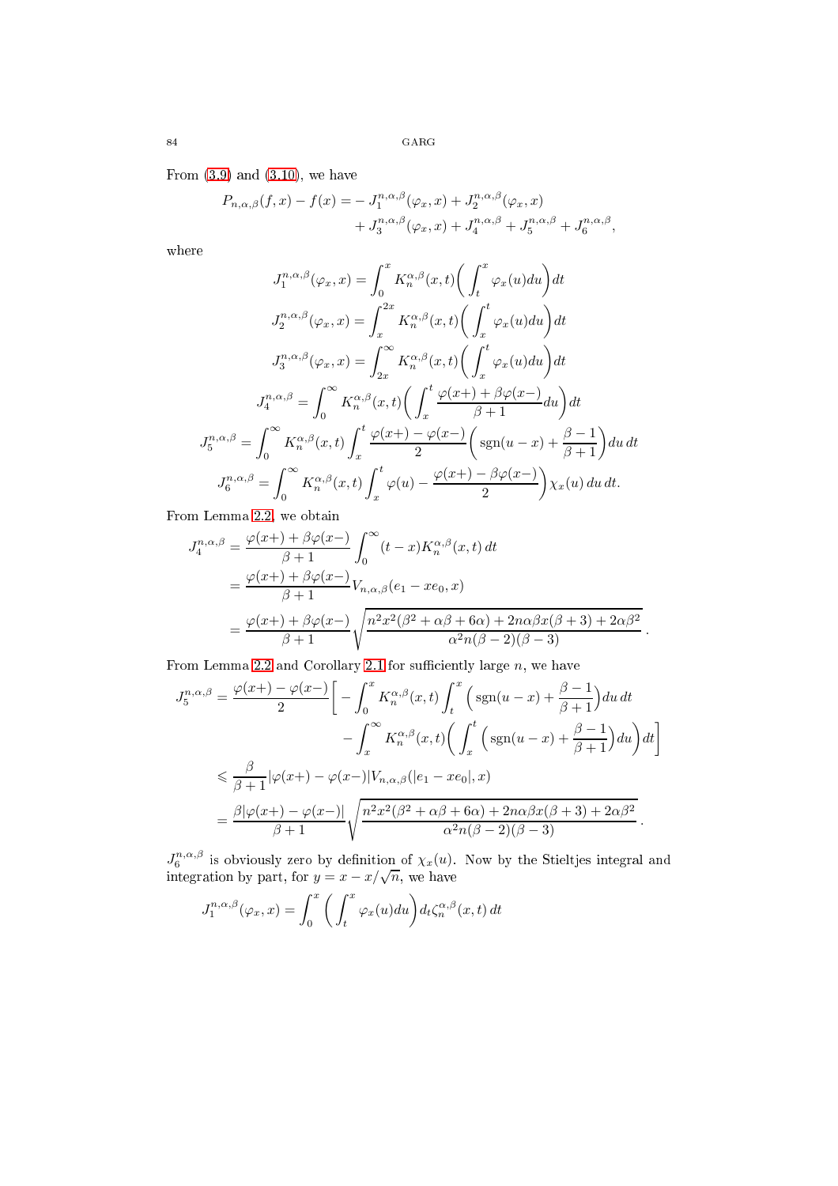From (3.9) and (3.10), we have

$$P_{n,\alpha,\beta}(f,x) - f(x) = -J_1^{n,\alpha,\beta}(\varphi_x,x) + J_2^{n,\alpha,\beta}(\varphi_x,x) + J_3^{n,\alpha,\beta}(\varphi_x,x) + J_4^{n,\alpha,\beta} + J_5^{n,\alpha,\beta} + J_6^{n,\alpha,\beta},$$

where

$$J_1^{n,\alpha,\beta}(\varphi_x,x) = \int_0^x K_n^{\alpha,\beta}(x,t)\left(\int_t^x \varphi_x(u)du\right)dt$$

$$J_2^{n,\alpha,\beta}(\varphi_x,x) = \int_x^{2x} K_n^{\alpha,\beta}(x,t)\left(\int_x^t \varphi_x(u)du\right)dt$$

$$J_3^{n,\alpha,\beta}(\varphi_x,x) = \int_{2x}^{\infty} K_n^{\alpha,\beta}(x,t)\left(\int_x^t \varphi_x(u)du\right)dt$$

$$J_4^{n,\alpha,\beta} = \int_0^{\infty} K_n^{\alpha,\beta}(x,t)\left(\int_x^t \frac{\varphi(x+)+\beta\varphi(x-)}{\beta+1}du\right)dt$$

$$J_5^{n,\alpha,\beta} = \int_0^{\infty} K_n^{\alpha,\beta}(x,t)\int_x^t \frac{\varphi(x+)-\varphi(x-)}{2}\left(\operatorname{sgn}(u-x)+\frac{\beta-1}{\beta+1}\right)du\,dt$$

$$J_6^{n,\alpha,\beta} = \int_0^{\infty} K_n^{\alpha,\beta}(x,t)\int_x^t \varphi(u) - \frac{\varphi(x+)-\beta\varphi(x-)}{2}\Big)\chi_x(u)\,du\,dt.$$

From Lemma 2.2, we obtain

$$\begin{aligned}
J_4^{n,\alpha,\beta} &= \frac{\varphi(x+)+\beta\varphi(x-)}{\beta+1}\int_0^{\infty}(t-x)K_n^{\alpha,\beta}(x,t)\,dt\\
&= \frac{\varphi(x+)+\beta\varphi(x-)}{\beta+1}V_{n,\alpha,\beta}(e_1-xe_0,x)\\
&= \frac{\varphi(x+)+\beta\varphi(x-)}{\beta+1}\sqrt{\frac{n^2x^2(\beta^2+\alpha\beta+6\alpha)+2n\alpha\beta x(\beta+3)+2\alpha\beta^2}{\alpha^2 n(\beta-2)(\beta-3)}}\,.
\end{aligned}$$

From Lemma 2.2 and Corollary 2.1 for sufficiently large $n$, we have

$$\begin{aligned}
J_5^{n,\alpha,\beta} &= \frac{\varphi(x+)-\varphi(x-)}{2}\Bigg[-\int_0^x K_n^{\alpha,\beta}(x,t)\int_t^x\left(\operatorname{sgn}(u-x)+\frac{\beta-1}{\beta+1}\right)du\,dt\\
&\qquad -\int_x^{\infty}K_n^{\alpha,\beta}(x,t)\left(\int_x^t\left(\operatorname{sgn}(u-x)+\frac{\beta-1}{\beta+1}\right)du\right)dt\Bigg]\\
&\leqslant \frac{\beta}{\beta+1}|\varphi(x+)-\varphi(x-)|V_{n,\alpha,\beta}(|e_1-xe_0|,x)\\
&= \frac{\beta|\varphi(x+)-\varphi(x-)|}{\beta+1}\sqrt{\frac{n^2x^2(\beta^2+\alpha\beta+6\alpha)+2n\alpha\beta x(\beta+3)+2\alpha\beta^2}{\alpha^2 n(\beta-2)(\beta-3)}}\,.
\end{aligned}$$

$J_6^{n,\alpha,\beta}$ is obviously zero by definition of $\chi_x(u)$. Now by the Stieltjes integral and integration by part, for $y = x - x/\sqrt{n}$, we have

$$J_1^{n,\alpha,\beta}(\varphi_x,x) = \int_0^x\left(\int_t^x \varphi_x(u)du\right)d_t\zeta_n^{\alpha,\beta}(x,t)\,dt$$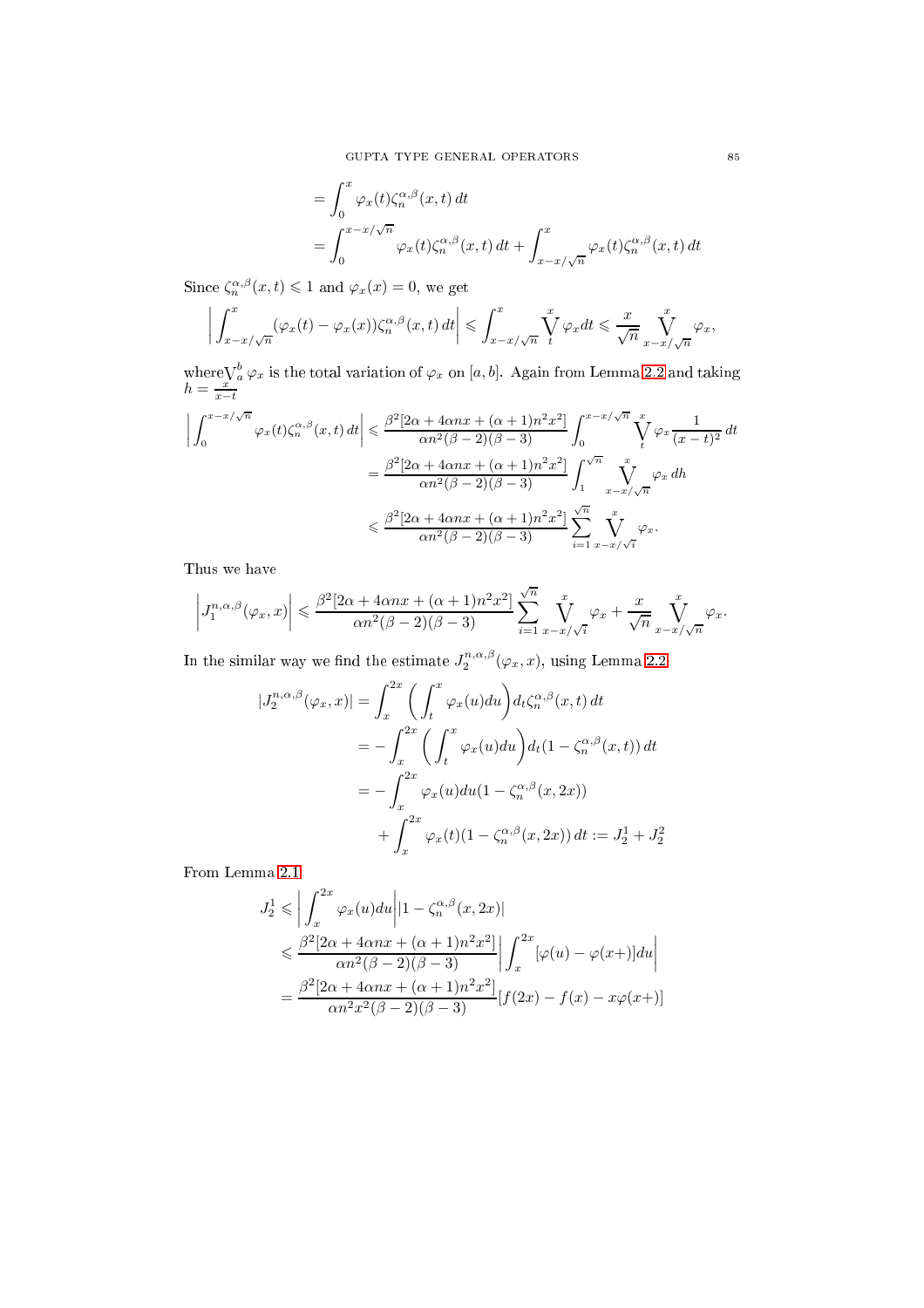$$
\begin{aligned}
&= \int_0^x \varphi_x(t)\zeta_n^{\alpha,\beta}(x,t)\,dt \\
&= \int_0^{x-x/\sqrt{n}} \varphi_x(t)\zeta_n^{\alpha,\beta}(x,t)\,dt + \int_{x-x/\sqrt{n}}^{x} \varphi_x(t)\zeta_n^{\alpha,\beta}(x,t)\,dt
\end{aligned}
$$

Since $\zeta_n^{\alpha,\beta}(x,t) \leqslant 1$ and $\varphi_x(x)=0$, we get

$$
\left|\int_{x-x/\sqrt{n}}^{x} (\varphi_x(t)-\varphi_x(x))\zeta_n^{\alpha,\beta}(x,t)\,dt\right| \leqslant \int_{x-x/\sqrt{n}}^{x} \bigvee_t^x \varphi_x dt \leqslant \frac{x}{\sqrt{n}} \bigvee_{x-x/\sqrt{n}}^{x} \varphi_x,
$$

where$\bigvee_a^b \varphi_x$ is the total variation of $\varphi_x$ on $[a,b]$. Again from Lemma 2.2 and taking $h=\frac{x}{x-t}$

$$
\begin{aligned}
\left|\int_0^{x-x/\sqrt{n}} \varphi_x(t)\zeta_n^{\alpha,\beta}(x,t)\,dt\right| &\leqslant \frac{\beta^2[2\alpha+4\alpha nx+(\alpha+1)n^2x^2]}{\alpha n^2(\beta-2)(\beta-3)} \int_0^{x-x/\sqrt{n}} \bigvee_t^x \varphi_x \frac{1}{(x-t)^2}\,dt \\
&= \frac{\beta^2[2\alpha+4\alpha nx+(\alpha+1)n^2x^2]}{\alpha n^2(\beta-2)(\beta-3)} \int_1^{\sqrt{n}} \bigvee_{x-x/\sqrt{n}}^{x} \varphi_x\,dh \\
&\leqslant \frac{\beta^2[2\alpha+4\alpha nx+(\alpha+1)n^2x^2]}{\alpha n^2(\beta-2)(\beta-3)} \sum_{i=1}^{\sqrt{n}} \bigvee_{x-x/\sqrt{i}}^{x} \varphi_x.
\end{aligned}
$$

Thus we have

$$
\left|J_1^{n,\alpha,\beta}(\varphi_x,x)\right| \leqslant \frac{\beta^2[2\alpha+4\alpha nx+(\alpha+1)n^2x^2]}{\alpha n^2(\beta-2)(\beta-3)} \sum_{i=1}^{\sqrt{n}} \bigvee_{x-x/\sqrt{i}}^{x} \varphi_x + \frac{x}{\sqrt{n}} \bigvee_{x-x/\sqrt{n}}^{x} \varphi_x.
$$

In the similar way we find the estimate $J_2^{n,\alpha,\beta}(\varphi_x,x)$, using Lemma 2.2

$$
\begin{aligned}
|J_2^{n,\alpha,\beta}(\varphi_x,x)| &= \int_x^{2x} \left(\int_t^x \varphi_x(u)du\right) d_t\zeta_n^{\alpha,\beta}(x,t)\,dt \\
&= -\int_x^{2x} \left(\int_t^x \varphi_x(u)du\right) d_t(1-\zeta_n^{\alpha,\beta}(x,t))\,dt \\
&= -\int_x^{2x} \varphi_x(u)du(1-\zeta_n^{\alpha,\beta}(x,2x)) \\
&\quad + \int_x^{2x} \varphi_x(t)(1-\zeta_n^{\alpha,\beta}(x,2x))\,dt := J_2^1 + J_2^2
\end{aligned}
$$

From Lemma 2.1

$$
\begin{aligned}
J_2^1 &\leqslant \left|\int_x^{2x} \varphi_x(u)du\right| |1-\zeta_n^{\alpha,\beta}(x,2x)| \\
&\leqslant \frac{\beta^2[2\alpha+4\alpha nx+(\alpha+1)n^2x^2]}{\alpha n^2(\beta-2)(\beta-3)} \left|\int_x^{2x} [\varphi(u)-\varphi(x+)]du\right| \\
&= \frac{\beta^2[2\alpha+4\alpha nx+(\alpha+1)n^2x^2]}{\alpha n^2x^2(\beta-2)(\beta-3)} [f(2x)-f(x)-x\varphi(x+)]
\end{aligned}
$$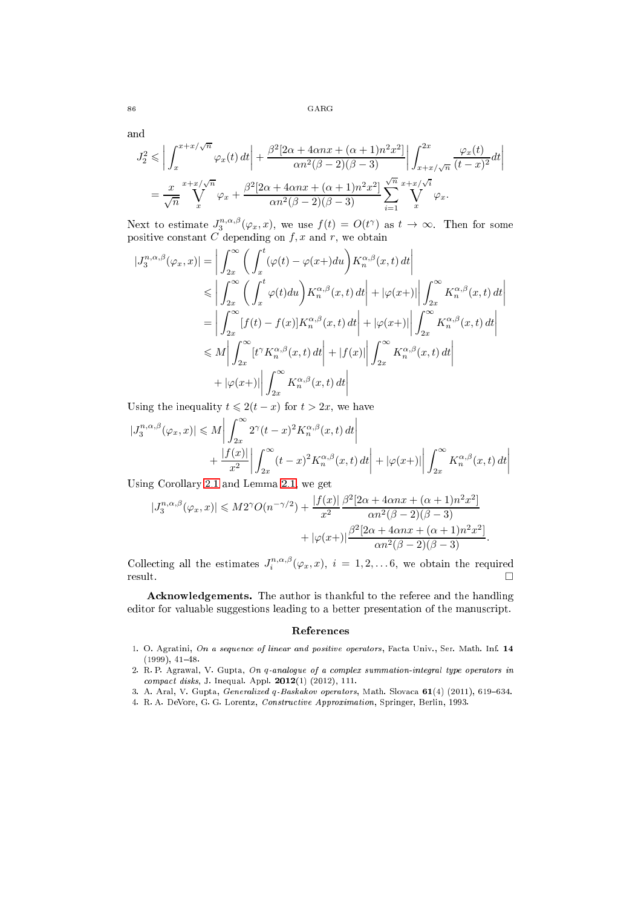and

$$J_2^2 \leqslant \bigg| \int_x^{x+x/\sqrt{n}} \varphi_x(t)\, dt \bigg| + \frac{\beta^2[2\alpha + 4\alpha nx + (\alpha+1)n^2x^2]}{\alpha n^2(\beta-2)(\beta-3)} \bigg| \int_{x+x/\sqrt{n}}^{2x} \frac{\varphi_x(t)}{(t-x)^2} dt \bigg|$$
$$= \frac{x}{\sqrt{n}} \bigvee_x^{x+x/\sqrt{n}} \varphi_x + \frac{\beta^2[2\alpha + 4\alpha nx + (\alpha+1)n^2x^2]}{\alpha n^2(\beta-2)(\beta-3)} \sum_{i=1}^{\sqrt{n}} \bigvee_x^{x+x/\sqrt{i}} \varphi_x.$$

Next to estimate $J_3^{n,\alpha,\beta}(\varphi_x, x)$, we use $f(t) = O(t^\gamma)$ as $t \to \infty$. Then for some positive constant $C$ depending on $f, x$ and $r$, we obtain

$$\begin{aligned}
|J_3^{n,\alpha,\beta}(\varphi_x, x)| &= \bigg| \int_{2x}^{\infty} \bigg( \int_x^t (\varphi(t) - \varphi(x+) du \bigg) K_n^{\alpha,\beta}(x,t)\, dt \bigg| \\
&\leqslant \bigg| \int_{2x}^{\infty} \bigg( \int_x^t \varphi(t) du \bigg) K_n^{\alpha,\beta}(x,t)\, dt \bigg| + |\varphi(x+)| \bigg| \int_{2x}^{\infty} K_n^{\alpha,\beta}(x,t)\, dt \bigg| \\
&= \bigg| \int_{2x}^{\infty} [f(t) - f(x)] K_n^{\alpha,\beta}(x,t)\, dt \bigg| + |\varphi(x+)| \bigg| \int_{2x}^{\infty} K_n^{\alpha,\beta}(x,t)\, dt \bigg| \\
&\leqslant M \bigg| \int_{2x}^{\infty} [t^\gamma K_n^{\alpha,\beta}(x,t)\, dt \bigg| + |f(x)| \bigg| \int_{2x}^{\infty} K_n^{\alpha,\beta}(x,t)\, dt \bigg| \\
&\quad + |\varphi(x+)| \bigg| \int_{2x}^{\infty} K_n^{\alpha,\beta}(x,t)\, dt \bigg|
\end{aligned}$$

Using the inequality $t \leqslant 2(t-x)$ for $t > 2x$, we have

$$\begin{aligned}
|J_3^{n,\alpha,\beta}(\varphi_x, x)| &\leqslant M \bigg| \int_{2x}^{\infty} 2^\gamma (t-x)^2 K_n^{\alpha,\beta}(x,t)\, dt \bigg| \\
&\quad + \frac{|f(x)|}{x^2} \bigg| \int_{2x}^{\infty} (t-x)^2 K_n^{\alpha,\beta}(x,t)\, dt \bigg| + |\varphi(x+)| \bigg| \int_{2x}^{\infty} K_n^{\alpha,\beta}(x,t)\, dt \bigg|
\end{aligned}$$

Using Corollary 2.1 and Lemma 2.1, we get

$$\begin{aligned}
|J_3^{n,\alpha,\beta}(\varphi_x, x)| &\leqslant M 2^\gamma O(n^{-\gamma/2}) + \frac{|f(x)|}{x^2} \frac{\beta^2[2\alpha + 4\alpha nx + (\alpha+1)n^2x^2]}{\alpha n^2(\beta-2)(\beta-3)} \\
&\quad + |\varphi(x+)| \frac{\beta^2[2\alpha + 4\alpha nx + (\alpha+1)n^2x^2]}{\alpha n^2(\beta-2)(\beta-3)}.
\end{aligned}$$

Collecting all the estimates $J_i^{n,\alpha,\beta}(\varphi_x, x)$, $i = 1, 2, \ldots 6$, we obtain the required result. □

**Acknowledgements.** The author is thankful to the referee and the handling editor for valuable suggestions leading to a better presentation of the manuscript.

## References

1. O. Agratini, *On a sequence of linear and positive operators*, Facta Univ., Ser. Math. Inf. **14** (1999), 41–48.
2. R. P. Agrawal, V. Gupta, *On q-analogue of a complex summation-integral type operators in compact disks*, J. Inequal. Appl. **2012**(1) (2012), 111.
3. A. Aral, V. Gupta, *Generalized q-Baskakov operators*, Math. Slovaca **61**(4) (2011), 619–634.
4. R. A. DeVore, G. G. Lorentz, *Constructive Approximation*, Springer, Berlin, 1993.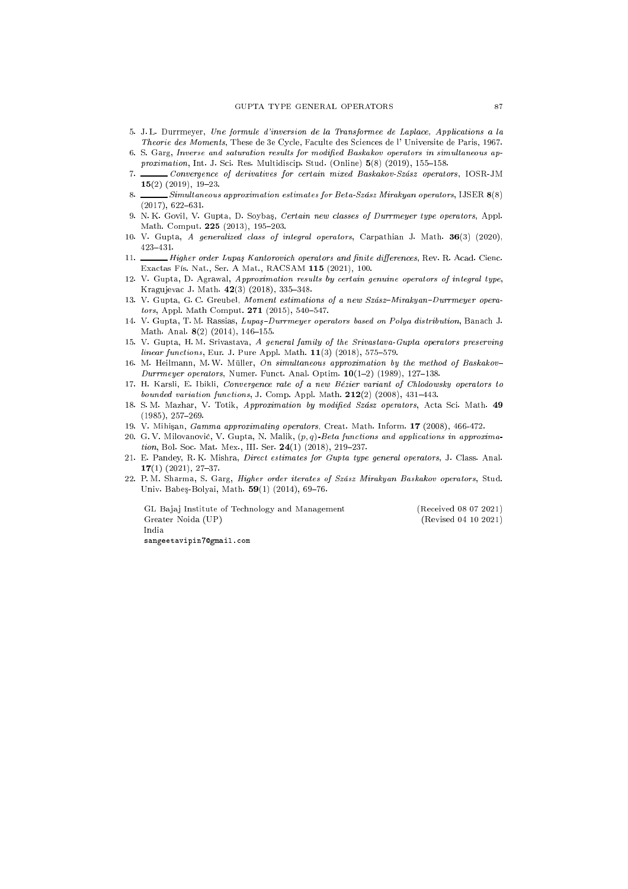5. J. L. Durrmeyer, *Une formule d'inversion de la Transformee de Laplace, Applications a la Theorie des Moments*, These de 3e Cycle, Faculte des Sciences de l' Universite de Paris, 1967.
6. S. Garg, *Inverse and saturation results for modified Baskakov operators in simultaneous approximation*, Int. J. Sci. Res. Multidiscip. Stud. (Online) **5**(8) (2019), 155–158.
7. ______ *Convergence of derivatives for certain mixed Baskakov-Szász operators*, IOSR-JM **15**(2) (2019), 19–23.
8. ______ *Simultaneous approximation estimates for Beta-Szász Mirakyan operators*, IJSER **8**(8) (2017), 622–631.
9. N. K. Govil, V. Gupta, D. Soybaş, *Certain new classes of Durrmeyer type operators*, Appl. Math. Comput. **225** (2013), 195–203.
10. V. Gupta, *A generalized class of integral operators*, Carpathian J. Math. **36**(3) (2020), 423–431.
11. ______ *Higher order Lupaş Kantorovich operators and finite differences*, Rev. R. Acad. Cienc. Exactas Fís. Nat., Ser. A Mat., RACSAM **115** (2021), 100.
12. V. Gupta, D. Agrawal, *Approximation results by certain genuine operators of integral type*, Kragujevac J. Math. **42**(3) (2018), 335–348.
13. V. Gupta, G. C. Greubel, *Moment estimations of a new Szász–Mirakyan–Durrmeyer operators*, Appl. Math Comput. **271** (2015), 540–547.
14. V. Gupta, T. M. Rassias, *Lupaş–Durrmeyer operators based on Polya distribution*, Banach J. Math. Anal. **8**(2) (2014), 146–155.
15. V. Gupta, H. M. Srivastava, *A general family of the Srivastava-Gupta operators preserving linear functions*, Eur. J. Pure Appl. Math. **11**(3) (2018), 575–579.
16. M. Heilmann, M. W. Müller, *On simultaneous approximation by the method of Baskakov–Durrmeyer operators*, Numer. Funct. Anal. Optim. **10**(1–2) (1989), 127–138.
17. H. Karsli, E. Ibikli, *Convergence rate of a new Bézier variant of Chlodowsky operators to bounded variation functions*, J. Comp. Appl. Math. **212**(2) (2008), 431–443.
18. S. M. Mazhar, V. Totik, *Approximation by modified Szász operators*, Acta Sci. Math. **49** (1985), 257–269.
19. V. Mihişan, *Gamma approximating operators*, Creat. Math. Inform. **17** (2008), 466-472.
20. G. V. Milovanović, V. Gupta, N. Malik, *$(p, q)$-Beta functions and applications in approximation*, Bol. Soc. Mat. Mex., III. Ser. **24**(1) (2018), 219–237.
21. E. Pandey, R. K. Mishra, *Direct estimates for Gupta type general operators*, J. Class. Anal. **17**(1) (2021), 27–37.
22. P. M. Sharma, S. Garg, *Higher order iterates of Szász Mirakyan Baskakov operators*, Stud. Univ. Babeş-Bolyai, Math. **59**(1) (2014), 69–76.

GL Bajaj Institute of Technology and Management
Greater Noida (UP)
India
sangeetavipin7@gmail.com

(Received 08 07 2021)
(Revised 04 10 2021)